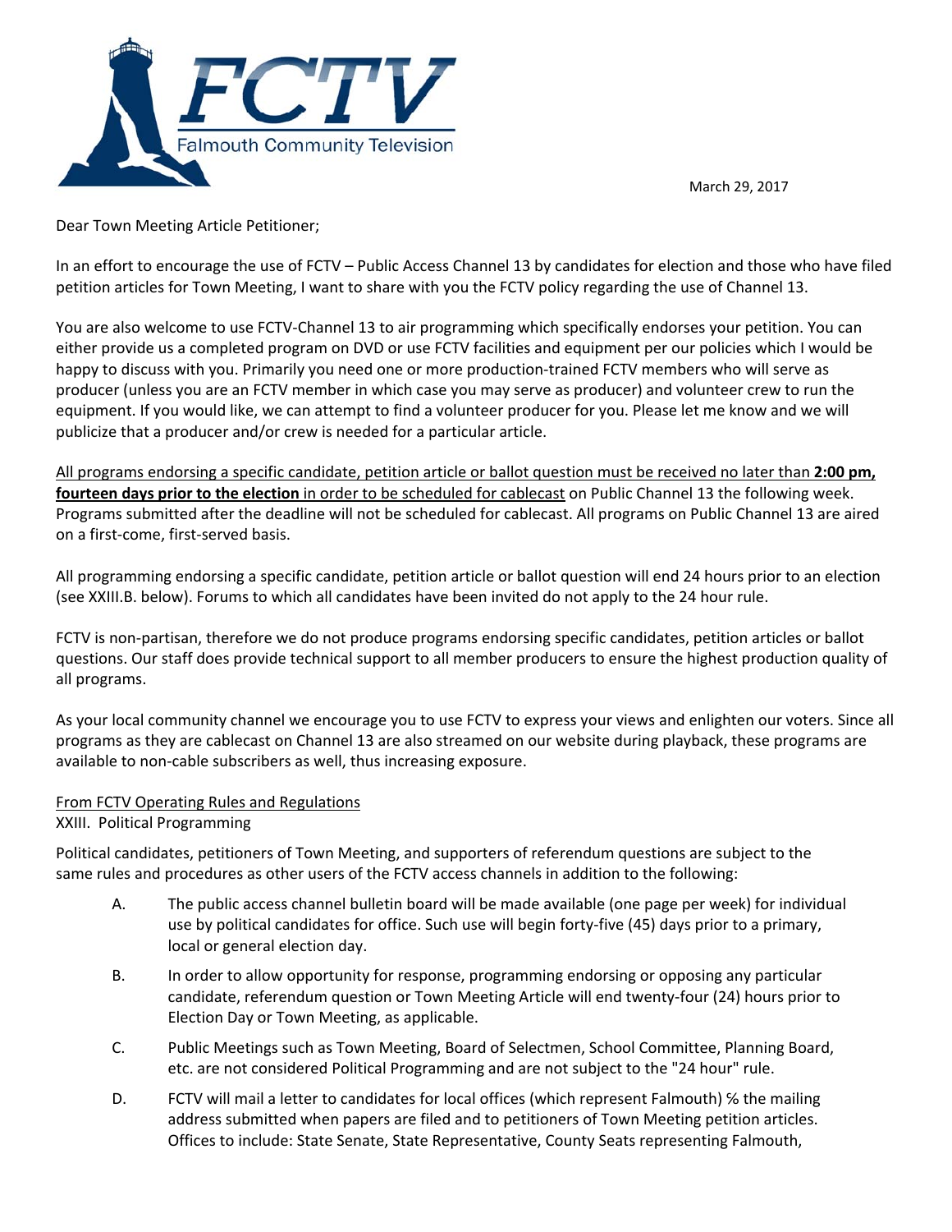FCTV

Falmouth Community Television

March 29, 2017

Dear Town Meeting Article Petitioner;

In an effort to encourage the use of FCTV – Public Access Channel 13 by candidates for election and those who have filed petition articles for Town Meeting, I want to share with you the FCTV policy regarding the use of Channel 13.

You are also welcome to use FCTV-Channel 13 to air programming which specifically endorses your petition. You can either provide us a completed program on DVD or use FCTV facilities and equipment per our policies which I would be happy to discuss with you. Primarily you need one or more production-trained FCTV members who will serve as producer (unless you are an FCTV member in which case you may serve as producer) and volunteer crew to run the equipment. If you would like, we can attempt to find a volunteer producer for you. Please let me know and we will publicize that a producer and/or crew is needed for a particular article.

<u>All programs endorsing a specific candidate, petition article or ballot question must be received no later than **2:00 pm, fourteen days prior to the election** in order to be scheduled for cablecast</u> on Public Channel 13 the following week. Programs submitted after the deadline will not be scheduled for cablecast. All programs on Public Channel 13 are aired on a first-come, first-served basis.

All programming endorsing a specific candidate, petition article or ballot question will end 24 hours prior to an election (see XXIII.B. below). Forums to which all candidates have been invited do not apply to the 24 hour rule.

FCTV is non-partisan, therefore we do not produce programs endorsing specific candidates, petition articles or ballot questions. Our staff does provide technical support to all member producers to ensure the highest production quality of all programs.

As your local community channel we encourage you to use FCTV to express your views and enlighten our voters. Since all programs as they are cablecast on Channel 13 are also streamed on our website during playback, these programs are available to non-cable subscribers as well, thus increasing exposure.

<u>From FCTV Operating Rules and Regulations</u>
XXIII. Political Programming

Political candidates, petitioners of Town Meeting, and supporters of referendum questions are subject to the same rules and procedures as other users of the FCTV access channels in addition to the following:

- A. The public access channel bulletin board will be made available (one page per week) for individual use by political candidates for office. Such use will begin forty-five (45) days prior to a primary, local or general election day.
- B. In order to allow opportunity for response, programming endorsing or opposing any particular candidate, referendum question or Town Meeting Article will end twenty-four (24) hours prior to Election Day or Town Meeting, as applicable.
- C. Public Meetings such as Town Meeting, Board of Selectmen, School Committee, Planning Board, etc. are not considered Political Programming and are not subject to the "24 hour" rule.
- D. FCTV will mail a letter to candidates for local offices (which represent Falmouth) ℅ the mailing address submitted when papers are filed and to petitioners of Town Meeting petition articles. Offices to include: State Senate, State Representative, County Seats representing Falmouth,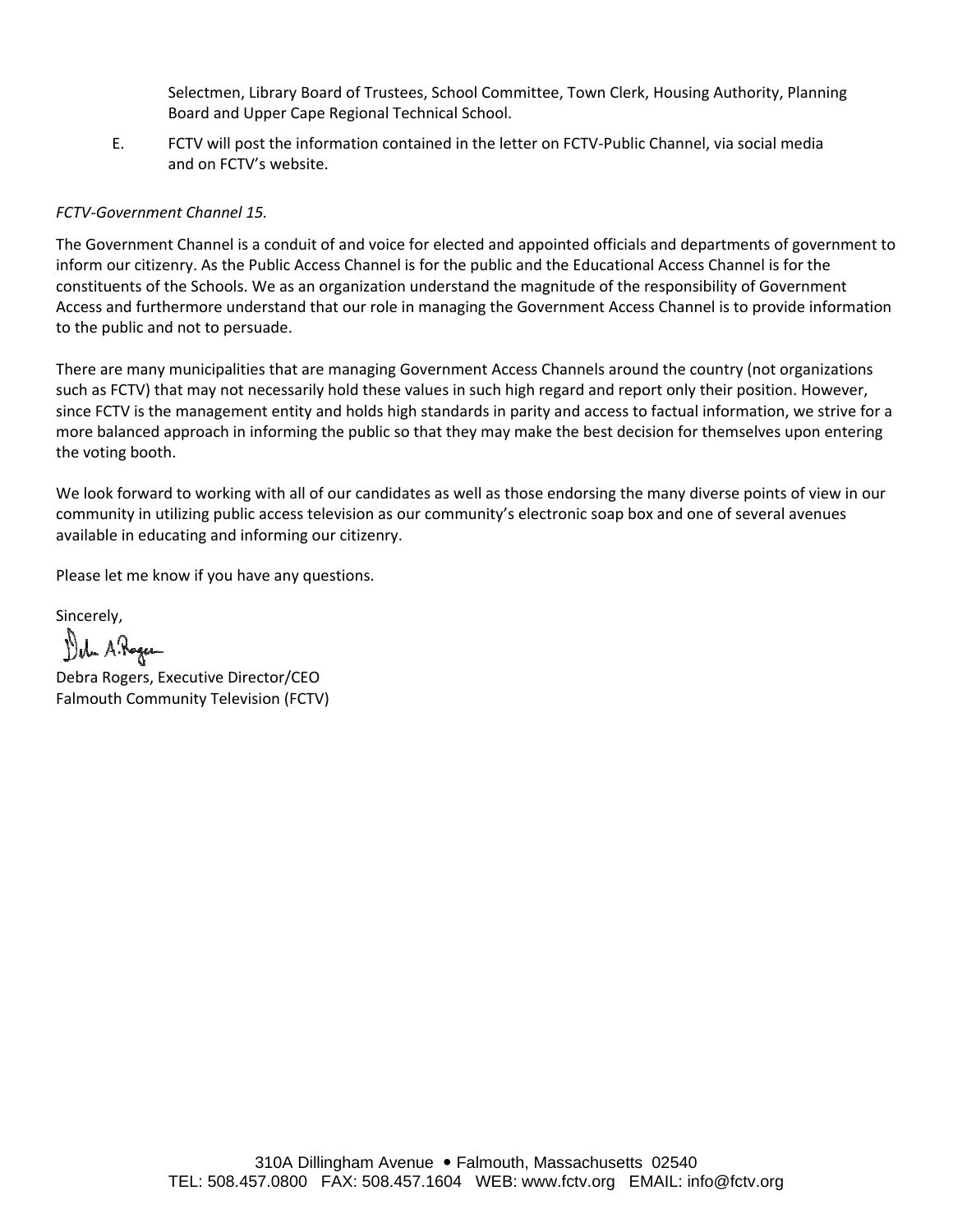Selectmen, Library Board of Trustees, School Committee, Town Clerk, Housing Authority, Planning Board and Upper Cape Regional Technical School.

E. FCTV will post the information contained in the letter on FCTV-Public Channel, via social media and on FCTV's website.

*FCTV-Government Channel 15.*

The Government Channel is a conduit of and voice for elected and appointed officials and departments of government to inform our citizenry. As the Public Access Channel is for the public and the Educational Access Channel is for the constituents of the Schools. We as an organization understand the magnitude of the responsibility of Government Access and furthermore understand that our role in managing the Government Access Channel is to provide information to the public and not to persuade.

There are many municipalities that are managing Government Access Channels around the country (not organizations such as FCTV) that may not necessarily hold these values in such high regard and report only their position. However, since FCTV is the management entity and holds high standards in parity and access to factual information, we strive for a more balanced approach in informing the public so that they may make the best decision for themselves upon entering the voting booth.

We look forward to working with all of our candidates as well as those endorsing the many diverse points of view in our community in utilizing public access television as our community's electronic soap box and one of several avenues available in educating and informing our citizenry.

Please let me know if you have any questions.

Sincerely,

Debra A. Rogers

Debra Rogers, Executive Director/CEO
Falmouth Community Television (FCTV)

310A Dillingham Avenue • Falmouth, Massachusetts 02540
TEL: 508.457.0800 FAX: 508.457.1604 WEB: www.fctv.org EMAIL: info@fctv.org